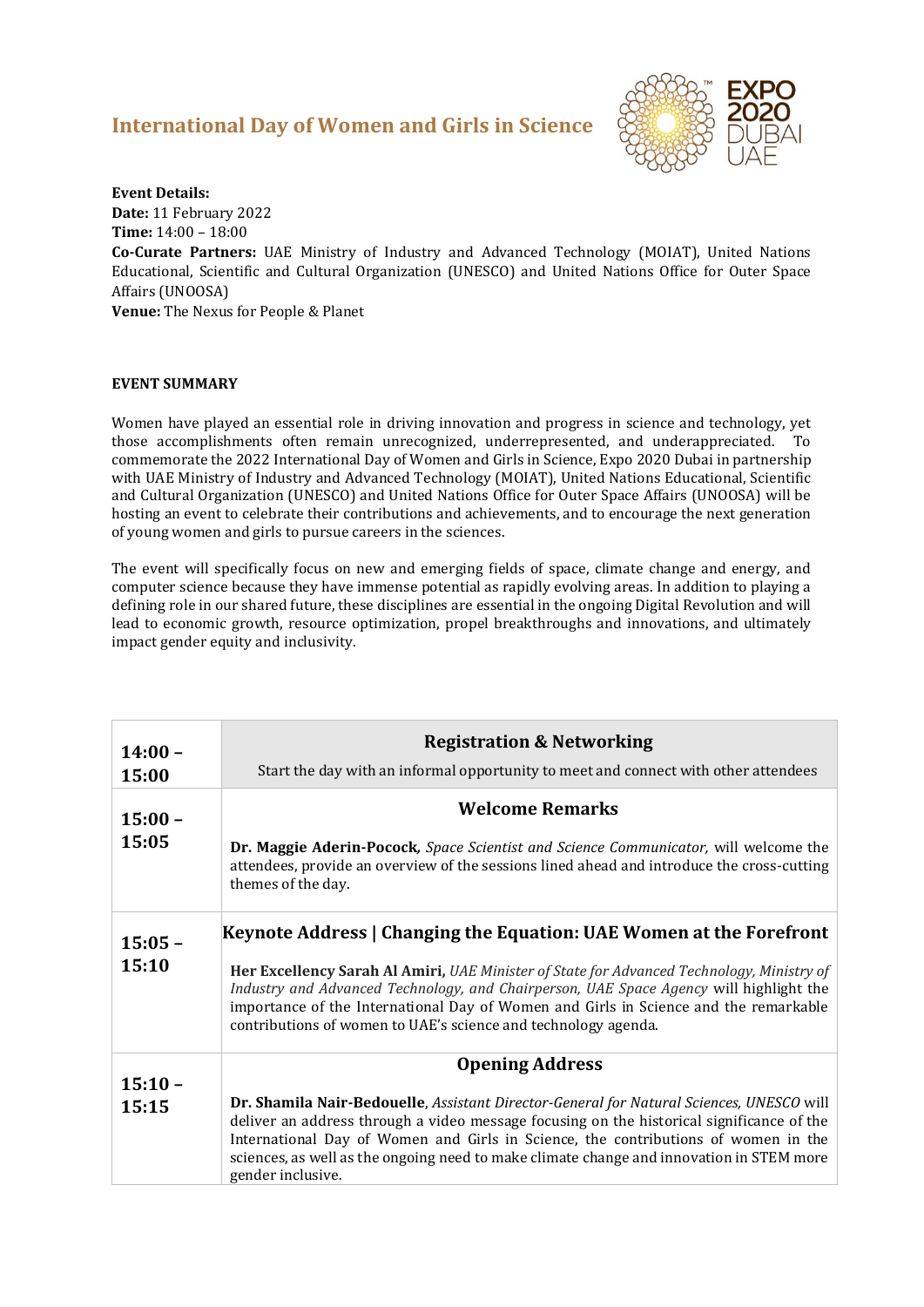# International Day of Women and Girls in Science

**Event Details:**
**Date:** 11 February 2022
**Time:** 14:00 – 18:00
**Co-Curate Partners:** UAE Ministry of Industry and Advanced Technology (MOIAT), United Nations Educational, Scientific and Cultural Organization (UNESCO) and United Nations Office for Outer Space Affairs (UNOOSA)
**Venue:** The Nexus for People & Planet

## EVENT SUMMARY

Women have played an essential role in driving innovation and progress in science and technology, yet those accomplishments often remain unrecognized, underrepresented, and underappreciated. To commemorate the 2022 International Day of Women and Girls in Science, Expo 2020 Dubai in partnership with UAE Ministry of Industry and Advanced Technology (MOIAT), United Nations Educational, Scientific and Cultural Organization (UNESCO) and United Nations Office for Outer Space Affairs (UNOOSA) will be hosting an event to celebrate their contributions and achievements, and to encourage the next generation of young women and girls to pursue careers in the sciences.

The event will specifically focus on new and emerging fields of space, climate change and energy, and computer science because they have immense potential as rapidly evolving areas. In addition to playing a defining role in our shared future, these disciplines are essential in the ongoing Digital Revolution and will lead to economic growth, resource optimization, propel breakthroughs and innovations, and ultimately impact gender equity and inclusivity.

| Time | Session |
|---|---|
| **14:00 – 15:00** | **Registration & Networking**<br>Start the day with an informal opportunity to meet and connect with other attendees |
| **15:00 – 15:05** | **Welcome Remarks**<br>**Dr. Maggie Aderin-Pocock,** *Space Scientist and Science Communicator,* will welcome the attendees, provide an overview of the sessions lined ahead and introduce the cross-cutting themes of the day. |
| **15:05 – 15:10** | **Keynote Address \| Changing the Equation: UAE Women at the Forefront**<br>**Her Excellency Sarah Al Amiri,** *UAE Minister of State for Advanced Technology, Ministry of Industry and Advanced Technology, and Chairperson, UAE Space Agency* will highlight the importance of the International Day of Women and Girls in Science and the remarkable contributions of women to UAE's science and technology agenda. |
| **15:10 – 15:15** | **Opening Address**<br>**Dr. Shamila Nair-Bedouelle**, *Assistant Director-General for Natural Sciences, UNESCO* will deliver an address through a video message focusing on the historical significance of the International Day of Women and Girls in Science, the contributions of women in the sciences, as well as the ongoing need to make climate change and innovation in STEM more gender inclusive. |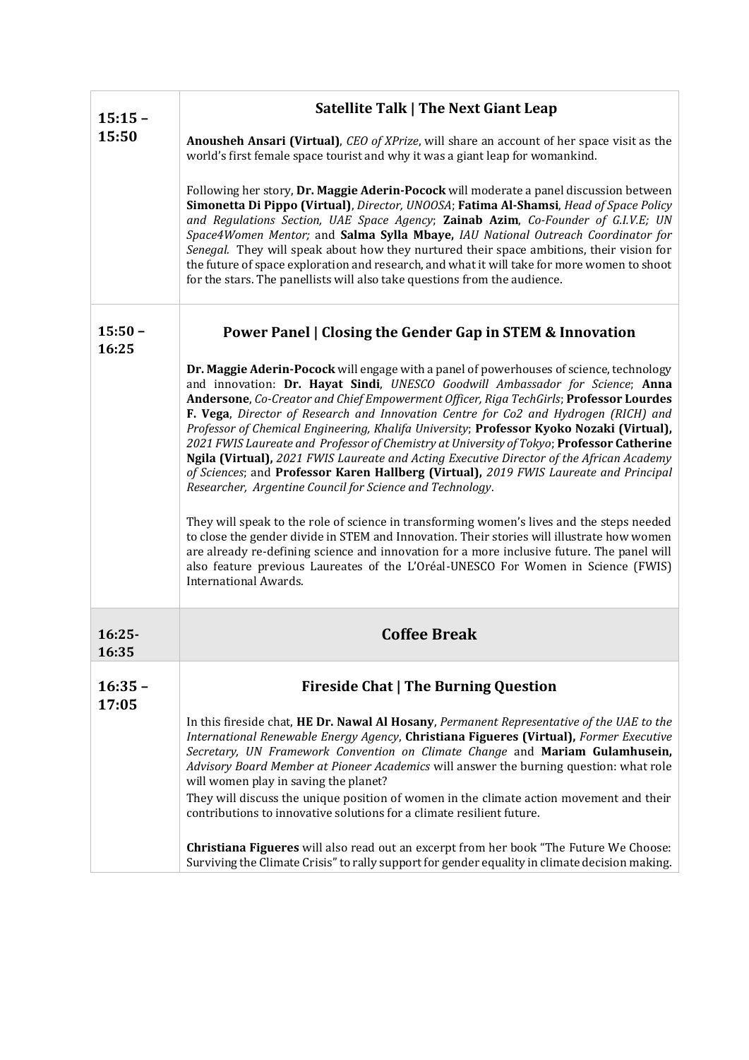| | |
|---|---|
| **15:15 – 15:50** | **Satellite Talk \| The Next Giant Leap**<br><br>**Anousheh Ansari (Virtual)**, *CEO of XPrize*, will share an account of her space visit as the world's first female space tourist and why it was a giant leap for womankind.<br><br>Following her story, **Dr. Maggie Aderin-Pocock** will moderate a panel discussion between **Simonetta Di Pippo (Virtual)**, *Director, UNOOSA*; **Fatima Al-Shamsi**, *Head of Space Policy and Regulations Section, UAE Space Agency*; **Zainab Azim**, *Co-Founder of G.I.V.E; UN Space4Women Mentor;* and **Salma Sylla Mbaye,** *IAU National Outreach Coordinator for Senegal.* They will speak about how they nurtured their space ambitions, their vision for the future of space exploration and research, and what it will take for more women to shoot for the stars. The panellists will also take questions from the audience. |
| **15:50 – 16:25** | **Power Panel \| Closing the Gender Gap in STEM & Innovation**<br><br>**Dr. Maggie Aderin-Pocock** will engage with a panel of powerhouses of science, technology and innovation: **Dr. Hayat Sindi**, *UNESCO Goodwill Ambassador for Science*; **Anna Andersone**, *Co-Creator and Chief Empowerment Officer, Riga TechGirls*; **Professor Lourdes F. Vega**, *Director of Research and Innovation Centre for Co2 and Hydrogen (RICH) and Professor of Chemical Engineering, Khalifa University*; **Professor Kyoko Nozaki (Virtual),** *2021 FWIS Laureate and Professor of Chemistry at University of Tokyo*; **Professor Catherine Ngila (Virtual),** *2021 FWIS Laureate and Acting Executive Director of the African Academy of Sciences*; and **Professor Karen Hallberg (Virtual),** *2019 FWIS Laureate and Principal Researcher, Argentine Council for Science and Technology*.<br><br>They will speak to the role of science in transforming women's lives and the steps needed to close the gender divide in STEM and Innovation. Their stories will illustrate how women are already re-defining science and innovation for a more inclusive future. The panel will also feature previous Laureates of the L'Oréal-UNESCO For Women in Science (FWIS) International Awards. |
| **16:25- 16:35** | **Coffee Break** |
| **16:35 – 17:05** | **Fireside Chat \| The Burning Question**<br><br>In this fireside chat, **HE Dr. Nawal Al Hosany**, *Permanent Representative of the UAE to the International Renewable Energy Agency*, **Christiana Figueres (Virtual),** *Former Executive Secretary, UN Framework Convention on Climate Change* and **Mariam Gulamhusein,** *Advisory Board Member at Pioneer Academics* will answer the burning question: what role will women play in saving the planet?<br>They will discuss the unique position of women in the climate action movement and their contributions to innovative solutions for a climate resilient future.<br><br>**Christiana Figueres** will also read out an excerpt from her book "The Future We Choose: Surviving the Climate Crisis" to rally support for gender equality in climate decision making. |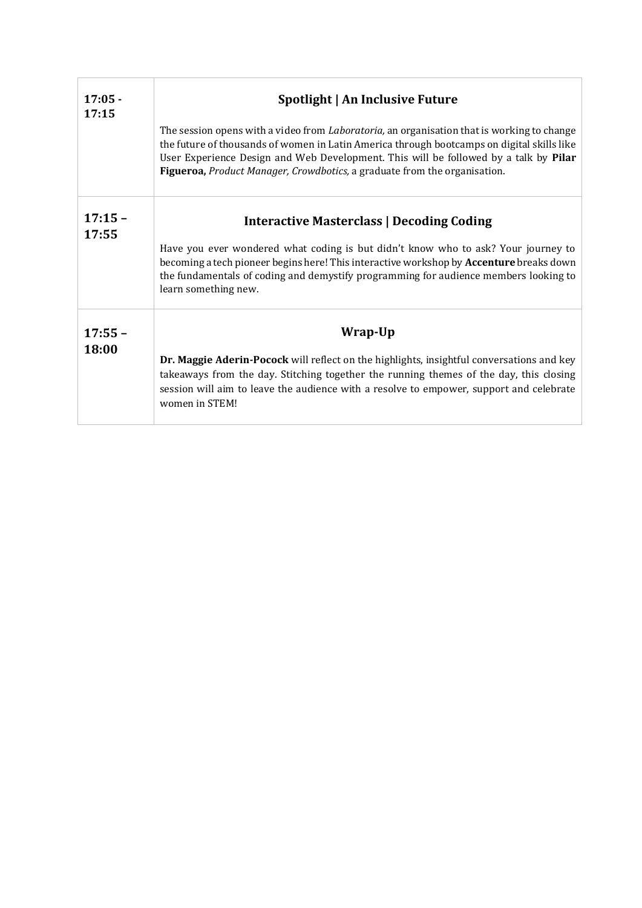| | |
|---|---|
| **17:05 - 17:15** | **Spotlight \| An Inclusive Future**<br><br>The session opens with a video from *Laboratoria,* an organisation that is working to change the future of thousands of women in Latin America through bootcamps on digital skills like User Experience Design and Web Development. This will be followed by a talk by **Pilar Figueroa,** *Product Manager, Crowdbotics,* a graduate from the organisation. |
| **17:15 – 17:55** | **Interactive Masterclass \| Decoding Coding**<br><br>Have you ever wondered what coding is but didn't know who to ask? Your journey to becoming a tech pioneer begins here! This interactive workshop by **Accenture** breaks down the fundamentals of coding and demystify programming for audience members looking to learn something new. |
| **17:55 – 18:00** | **Wrap-Up**<br><br>**Dr. Maggie Aderin-Pocock** will reflect on the highlights, insightful conversations and key takeaways from the day. Stitching together the running themes of the day, this closing session will aim to leave the audience with a resolve to empower, support and celebrate women in STEM! |